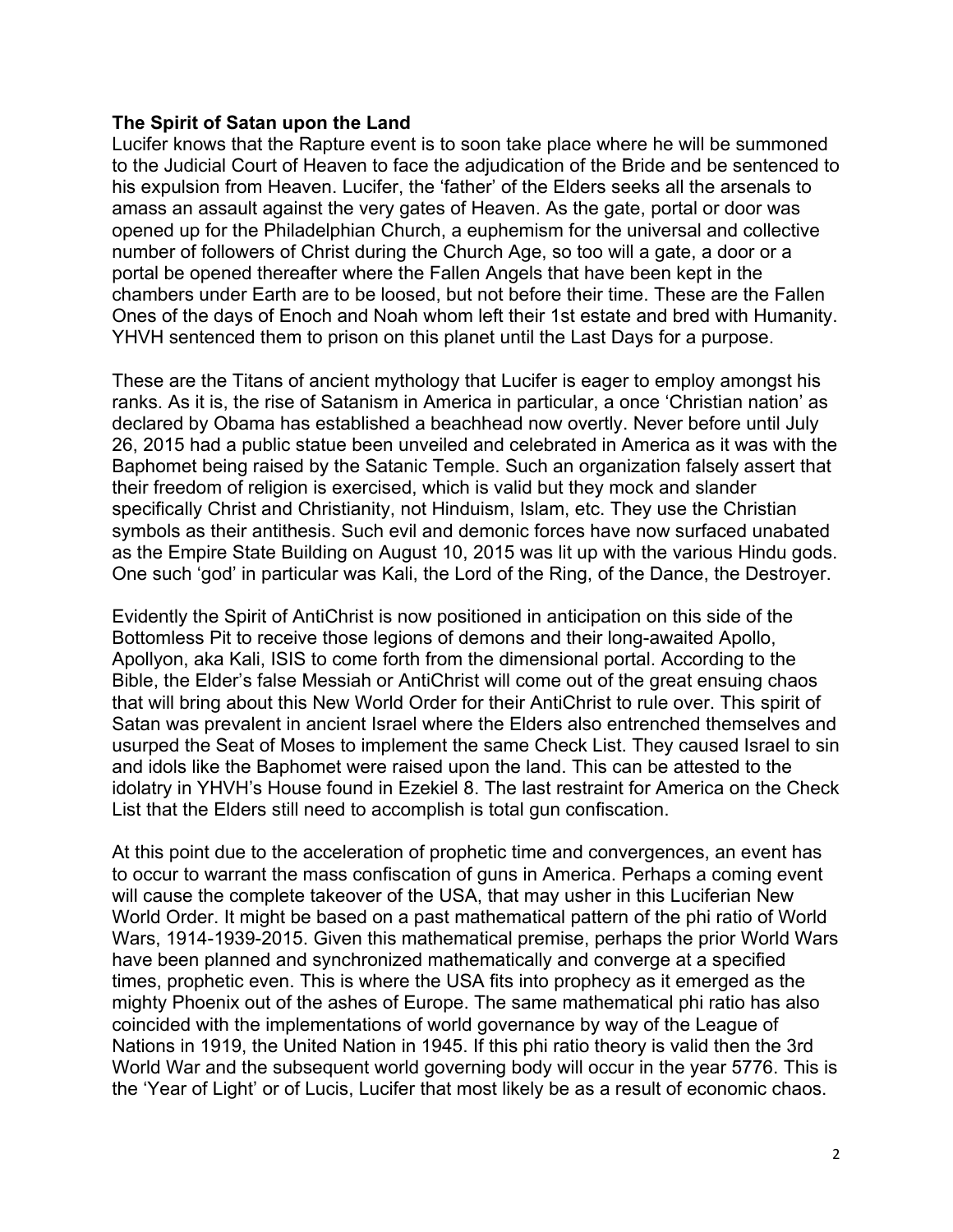**The Spirit of Satan upon the Land**

Lucifer knows that the Rapture event is to soon take place where he will be summoned to the Judicial Court of Heaven to face the adjudication of the Bride and be sentenced to his expulsion from Heaven. Lucifer, the 'father' of the Elders seeks all the arsenals to amass an assault against the very gates of Heaven. As the gate, portal or door was opened up for the Philadelphian Church, a euphemism for the universal and collective number of followers of Christ during the Church Age, so too will a gate, a door or a portal be opened thereafter where the Fallen Angels that have been kept in the chambers under Earth are to be loosed, but not before their time. These are the Fallen Ones of the days of Enoch and Noah whom left their 1st estate and bred with Humanity. YHVH sentenced them to prison on this planet until the Last Days for a purpose.

These are the Titans of ancient mythology that Lucifer is eager to employ amongst his ranks. As it is, the rise of Satanism in America in particular, a once 'Christian nation' as declared by Obama has established a beachhead now overtly. Never before until July 26, 2015 had a public statue been unveiled and celebrated in America as it was with the Baphomet being raised by the Satanic Temple. Such an organization falsely assert that their freedom of religion is exercised, which is valid but they mock and slander specifically Christ and Christianity, not Hinduism, Islam, etc. They use the Christian symbols as their antithesis. Such evil and demonic forces have now surfaced unabated as the Empire State Building on August 10, 2015 was lit up with the various Hindu gods. One such 'god' in particular was Kali, the Lord of the Ring, of the Dance, the Destroyer.

Evidently the Spirit of AntiChrist is now positioned in anticipation on this side of the Bottomless Pit to receive those legions of demons and their long-awaited Apollo, Apollyon, aka Kali, ISIS to come forth from the dimensional portal. According to the Bible, the Elder's false Messiah or AntiChrist will come out of the great ensuing chaos that will bring about this New World Order for their AntiChrist to rule over. This spirit of Satan was prevalent in ancient Israel where the Elders also entrenched themselves and usurped the Seat of Moses to implement the same Check List. They caused Israel to sin and idols like the Baphomet were raised upon the land. This can be attested to the idolatry in YHVH's House found in Ezekiel 8. The last restraint for America on the Check List that the Elders still need to accomplish is total gun confiscation.

At this point due to the acceleration of prophetic time and convergences, an event has to occur to warrant the mass confiscation of guns in America. Perhaps a coming event will cause the complete takeover of the USA, that may usher in this Luciferian New World Order. It might be based on a past mathematical pattern of the phi ratio of World Wars, 1914-1939-2015. Given this mathematical premise, perhaps the prior World Wars have been planned and synchronized mathematically and converge at a specified times, prophetic even. This is where the USA fits into prophecy as it emerged as the mighty Phoenix out of the ashes of Europe. The same mathematical phi ratio has also coincided with the implementations of world governance by way of the League of Nations in 1919, the United Nation in 1945. If this phi ratio theory is valid then the 3rd World War and the subsequent world governing body will occur in the year 5776. This is the 'Year of Light' or of Lucis, Lucifer that most likely be as a result of economic chaos.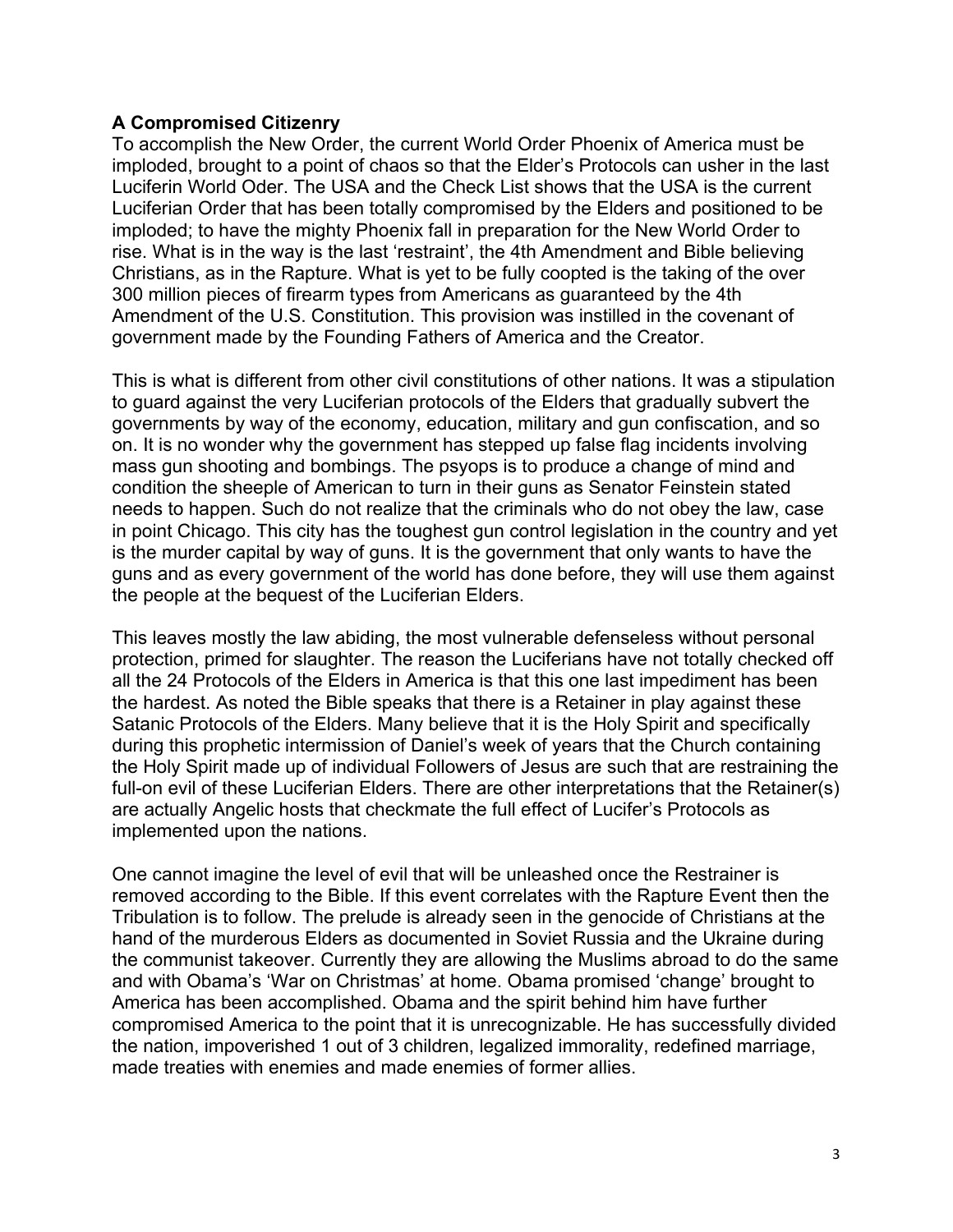**A Compromised Citizenry**

To accomplish the New Order, the current World Order Phoenix of America must be imploded, brought to a point of chaos so that the Elder's Protocols can usher in the last Luciferin World Oder. The USA and the Check List shows that the USA is the current Luciferian Order that has been totally compromised by the Elders and positioned to be imploded; to have the mighty Phoenix fall in preparation for the New World Order to rise. What is in the way is the last 'restraint', the 4th Amendment and Bible believing Christians, as in the Rapture. What is yet to be fully coopted is the taking of the over 300 million pieces of firearm types from Americans as guaranteed by the 4th Amendment of the U.S. Constitution. This provision was instilled in the covenant of government made by the Founding Fathers of America and the Creator.

This is what is different from other civil constitutions of other nations. It was a stipulation to guard against the very Luciferian protocols of the Elders that gradually subvert the governments by way of the economy, education, military and gun confiscation, and so on. It is no wonder why the government has stepped up false flag incidents involving mass gun shooting and bombings. The psyops is to produce a change of mind and condition the sheeple of American to turn in their guns as Senator Feinstein stated needs to happen. Such do not realize that the criminals who do not obey the law, case in point Chicago. This city has the toughest gun control legislation in the country and yet is the murder capital by way of guns. It is the government that only wants to have the guns and as every government of the world has done before, they will use them against the people at the bequest of the Luciferian Elders.

This leaves mostly the law abiding, the most vulnerable defenseless without personal protection, primed for slaughter. The reason the Luciferians have not totally checked off all the 24 Protocols of the Elders in America is that this one last impediment has been the hardest. As noted the Bible speaks that there is a Retainer in play against these Satanic Protocols of the Elders. Many believe that it is the Holy Spirit and specifically during this prophetic intermission of Daniel's week of years that the Church containing the Holy Spirit made up of individual Followers of Jesus are such that are restraining the full-on evil of these Luciferian Elders. There are other interpretations that the Retainer(s) are actually Angelic hosts that checkmate the full effect of Lucifer's Protocols as implemented upon the nations.

One cannot imagine the level of evil that will be unleashed once the Restrainer is removed according to the Bible. If this event correlates with the Rapture Event then the Tribulation is to follow. The prelude is already seen in the genocide of Christians at the hand of the murderous Elders as documented in Soviet Russia and the Ukraine during the communist takeover. Currently they are allowing the Muslims abroad to do the same and with Obama's 'War on Christmas' at home. Obama promised 'change' brought to America has been accomplished. Obama and the spirit behind him have further compromised America to the point that it is unrecognizable. He has successfully divided the nation, impoverished 1 out of 3 children, legalized immorality, redefined marriage, made treaties with enemies and made enemies of former allies.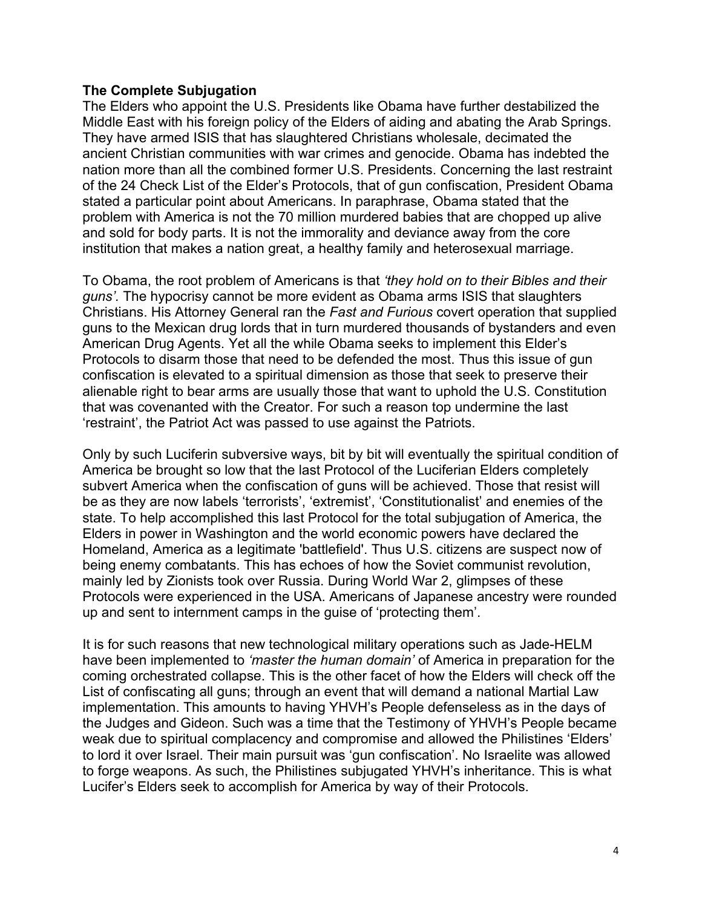**The Complete Subjugation**

The Elders who appoint the U.S. Presidents like Obama have further destabilized the Middle East with his foreign policy of the Elders of aiding and abating the Arab Springs. They have armed ISIS that has slaughtered Christians wholesale, decimated the ancient Christian communities with war crimes and genocide. Obama has indebted the nation more than all the combined former U.S. Presidents. Concerning the last restraint of the 24 Check List of the Elder's Protocols, that of gun confiscation, President Obama stated a particular point about Americans. In paraphrase, Obama stated that the problem with America is not the 70 million murdered babies that are chopped up alive and sold for body parts. It is not the immorality and deviance away from the core institution that makes a nation great, a healthy family and heterosexual marriage.

To Obama, the root problem of Americans is that *'they hold on to their Bibles and their guns'.* The hypocrisy cannot be more evident as Obama arms ISIS that slaughters Christians. His Attorney General ran the *Fast and Furious* covert operation that supplied guns to the Mexican drug lords that in turn murdered thousands of bystanders and even American Drug Agents. Yet all the while Obama seeks to implement this Elder's Protocols to disarm those that need to be defended the most. Thus this issue of gun confiscation is elevated to a spiritual dimension as those that seek to preserve their alienable right to bear arms are usually those that want to uphold the U.S. Constitution that was covenanted with the Creator. For such a reason top undermine the last 'restraint', the Patriot Act was passed to use against the Patriots.

Only by such Luciferin subversive ways, bit by bit will eventually the spiritual condition of America be brought so low that the last Protocol of the Luciferian Elders completely subvert America when the confiscation of guns will be achieved. Those that resist will be as they are now labels 'terrorists', 'extremist', 'Constitutionalist' and enemies of the state. To help accomplished this last Protocol for the total subjugation of America, the Elders in power in Washington and the world economic powers have declared the Homeland, America as a legitimate 'battlefield'. Thus U.S. citizens are suspect now of being enemy combatants. This has echoes of how the Soviet communist revolution, mainly led by Zionists took over Russia. During World War 2, glimpses of these Protocols were experienced in the USA. Americans of Japanese ancestry were rounded up and sent to internment camps in the guise of 'protecting them'.

It is for such reasons that new technological military operations such as Jade-HELM have been implemented to *'master the human domain'* of America in preparation for the coming orchestrated collapse. This is the other facet of how the Elders will check off the List of confiscating all guns; through an event that will demand a national Martial Law implementation. This amounts to having YHVH's People defenseless as in the days of the Judges and Gideon. Such was a time that the Testimony of YHVH's People became weak due to spiritual complacency and compromise and allowed the Philistines 'Elders' to lord it over Israel. Their main pursuit was 'gun confiscation'. No Israelite was allowed to forge weapons. As such, the Philistines subjugated YHVH's inheritance. This is what Lucifer's Elders seek to accomplish for America by way of their Protocols.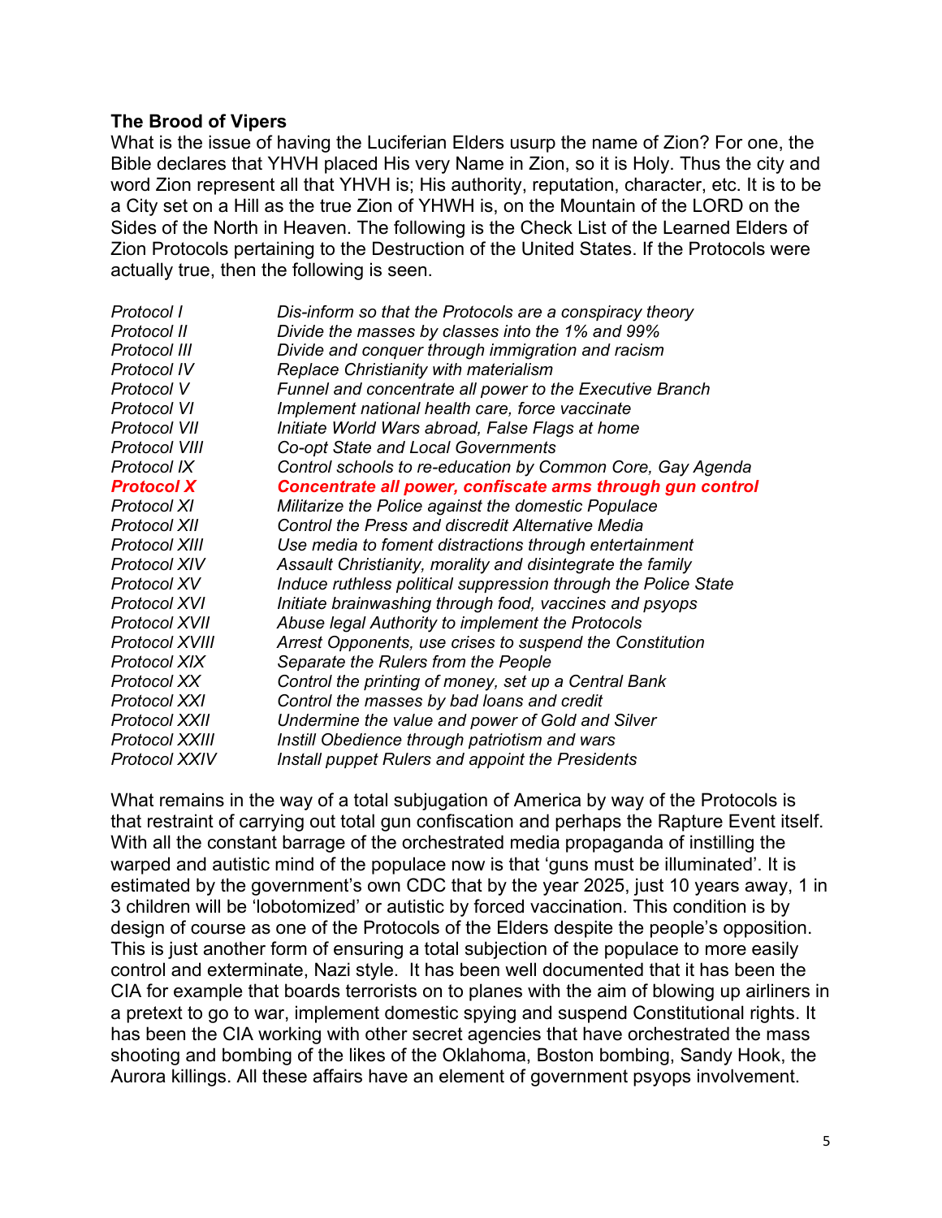**The Brood of Vipers**

What is the issue of having the Luciferian Elders usurp the name of Zion? For one, the Bible declares that YHVH placed His very Name in Zion, so it is Holy. Thus the city and word Zion represent all that YHVH is; His authority, reputation, character, etc. It is to be a City set on a Hill as the true Zion of YHWH is, on the Mountain of the LORD on the Sides of the North in Heaven. The following is the Check List of the Learned Elders of Zion Protocols pertaining to the Destruction of the United States. If the Protocols were actually true, then the following is seen.

| | |
|---|---|
| *Protocol I* | *Dis-inform so that the Protocols are a conspiracy theory* |
| *Protocol II* | *Divide the masses by classes into the 1% and 99%* |
| *Protocol III* | *Divide and conquer through immigration and racism* |
| *Protocol IV* | *Replace Christianity with materialism* |
| *Protocol V* | *Funnel and concentrate all power to the Executive Branch* |
| *Protocol VI* | *Implement national health care, force vaccinate* |
| *Protocol VII* | *Initiate World Wars abroad, False Flags at home* |
| *Protocol VIII* | *Co-opt State and Local Governments* |
| *Protocol IX* | *Control schools to re-education by Common Core, Gay Agenda* |
| ***Protocol X*** | ***Concentrate all power, confiscate arms through gun control*** |
| *Protocol XI* | *Militarize the Police against the domestic Populace* |
| *Protocol XII* | *Control the Press and discredit Alternative Media* |
| *Protocol XIII* | *Use media to foment distractions through entertainment* |
| *Protocol XIV* | *Assault Christianity, morality and disintegrate the family* |
| *Protocol XV* | *Induce ruthless political suppression through the Police State* |
| *Protocol XVI* | *Initiate brainwashing through food, vaccines and psyops* |
| *Protocol XVII* | *Abuse legal Authority to implement the Protocols* |
| *Protocol XVIII* | *Arrest Opponents, use crises to suspend the Constitution* |
| *Protocol XIX* | *Separate the Rulers from the People* |
| *Protocol XX* | *Control the printing of money, set up a Central Bank* |
| *Protocol XXI* | *Control the masses by bad loans and credit* |
| *Protocol XXII* | *Undermine the value and power of Gold and Silver* |
| *Protocol XXIII* | *Instill Obedience through patriotism and wars* |
| *Protocol XXIV* | *Install puppet Rulers and appoint the Presidents* |

What remains in the way of a total subjugation of America by way of the Protocols is that restraint of carrying out total gun confiscation and perhaps the Rapture Event itself. With all the constant barrage of the orchestrated media propaganda of instilling the warped and autistic mind of the populace now is that 'guns must be illuminated'. It is estimated by the government's own CDC that by the year 2025, just 10 years away, 1 in 3 children will be 'lobotomized' or autistic by forced vaccination. This condition is by design of course as one of the Protocols of the Elders despite the people's opposition. This is just another form of ensuring a total subjection of the populace to more easily control and exterminate, Nazi style. It has been well documented that it has been the CIA for example that boards terrorists on to planes with the aim of blowing up airliners in a pretext to go to war, implement domestic spying and suspend Constitutional rights. It has been the CIA working with other secret agencies that have orchestrated the mass shooting and bombing of the likes of the Oklahoma, Boston bombing, Sandy Hook, the Aurora killings. All these affairs have an element of government psyops involvement.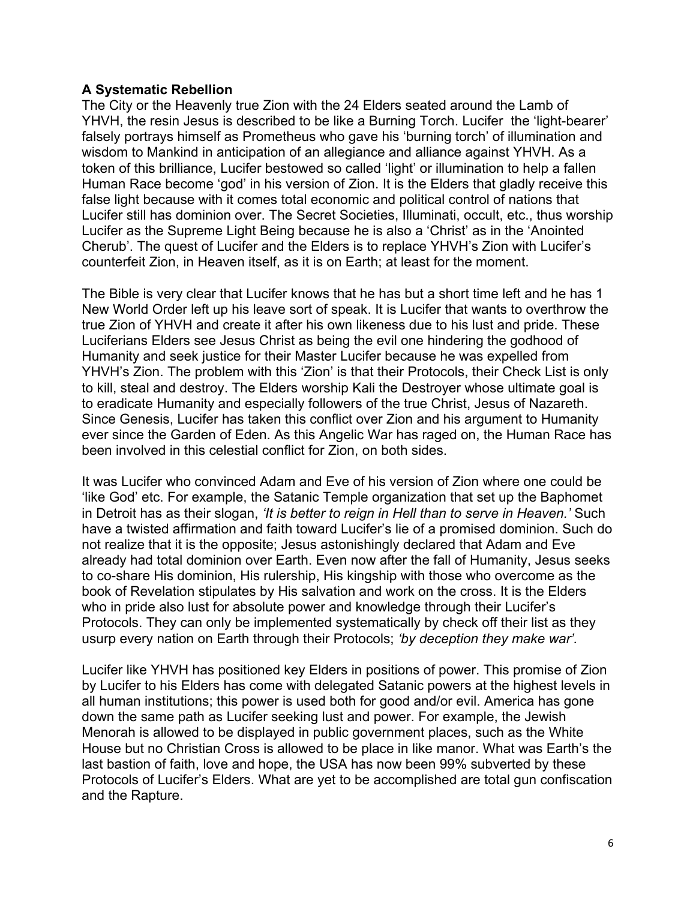**A Systematic Rebellion**

The City or the Heavenly true Zion with the 24 Elders seated around the Lamb of YHVH, the resin Jesus is described to be like a Burning Torch. Lucifer the 'light-bearer' falsely portrays himself as Prometheus who gave his 'burning torch' of illumination and wisdom to Mankind in anticipation of an allegiance and alliance against YHVH. As a token of this brilliance, Lucifer bestowed so called 'light' or illumination to help a fallen Human Race become 'god' in his version of Zion. It is the Elders that gladly receive this false light because with it comes total economic and political control of nations that Lucifer still has dominion over. The Secret Societies, Illuminati, occult, etc., thus worship Lucifer as the Supreme Light Being because he is also a 'Christ' as in the 'Anointed Cherub'. The quest of Lucifer and the Elders is to replace YHVH's Zion with Lucifer's counterfeit Zion, in Heaven itself, as it is on Earth; at least for the moment.

The Bible is very clear that Lucifer knows that he has but a short time left and he has 1 New World Order left up his leave sort of speak. It is Lucifer that wants to overthrow the true Zion of YHVH and create it after his own likeness due to his lust and pride. These Luciferians Elders see Jesus Christ as being the evil one hindering the godhood of Humanity and seek justice for their Master Lucifer because he was expelled from YHVH's Zion. The problem with this 'Zion' is that their Protocols, their Check List is only to kill, steal and destroy. The Elders worship Kali the Destroyer whose ultimate goal is to eradicate Humanity and especially followers of the true Christ, Jesus of Nazareth. Since Genesis, Lucifer has taken this conflict over Zion and his argument to Humanity ever since the Garden of Eden. As this Angelic War has raged on, the Human Race has been involved in this celestial conflict for Zion, on both sides.

It was Lucifer who convinced Adam and Eve of his version of Zion where one could be 'like God' etc. For example, the Satanic Temple organization that set up the Baphomet in Detroit has as their slogan, *'It is better to reign in Hell than to serve in Heaven.'* Such have a twisted affirmation and faith toward Lucifer's lie of a promised dominion. Such do not realize that it is the opposite; Jesus astonishingly declared that Adam and Eve already had total dominion over Earth. Even now after the fall of Humanity, Jesus seeks to co-share His dominion, His rulership, His kingship with those who overcome as the book of Revelation stipulates by His salvation and work on the cross. It is the Elders who in pride also lust for absolute power and knowledge through their Lucifer's Protocols. They can only be implemented systematically by check off their list as they usurp every nation on Earth through their Protocols; *'by deception they make war'.*

Lucifer like YHVH has positioned key Elders in positions of power. This promise of Zion by Lucifer to his Elders has come with delegated Satanic powers at the highest levels in all human institutions; this power is used both for good and/or evil. America has gone down the same path as Lucifer seeking lust and power. For example, the Jewish Menorah is allowed to be displayed in public government places, such as the White House but no Christian Cross is allowed to be place in like manor. What was Earth's the last bastion of faith, love and hope, the USA has now been 99% subverted by these Protocols of Lucifer's Elders. What are yet to be accomplished are total gun confiscation and the Rapture.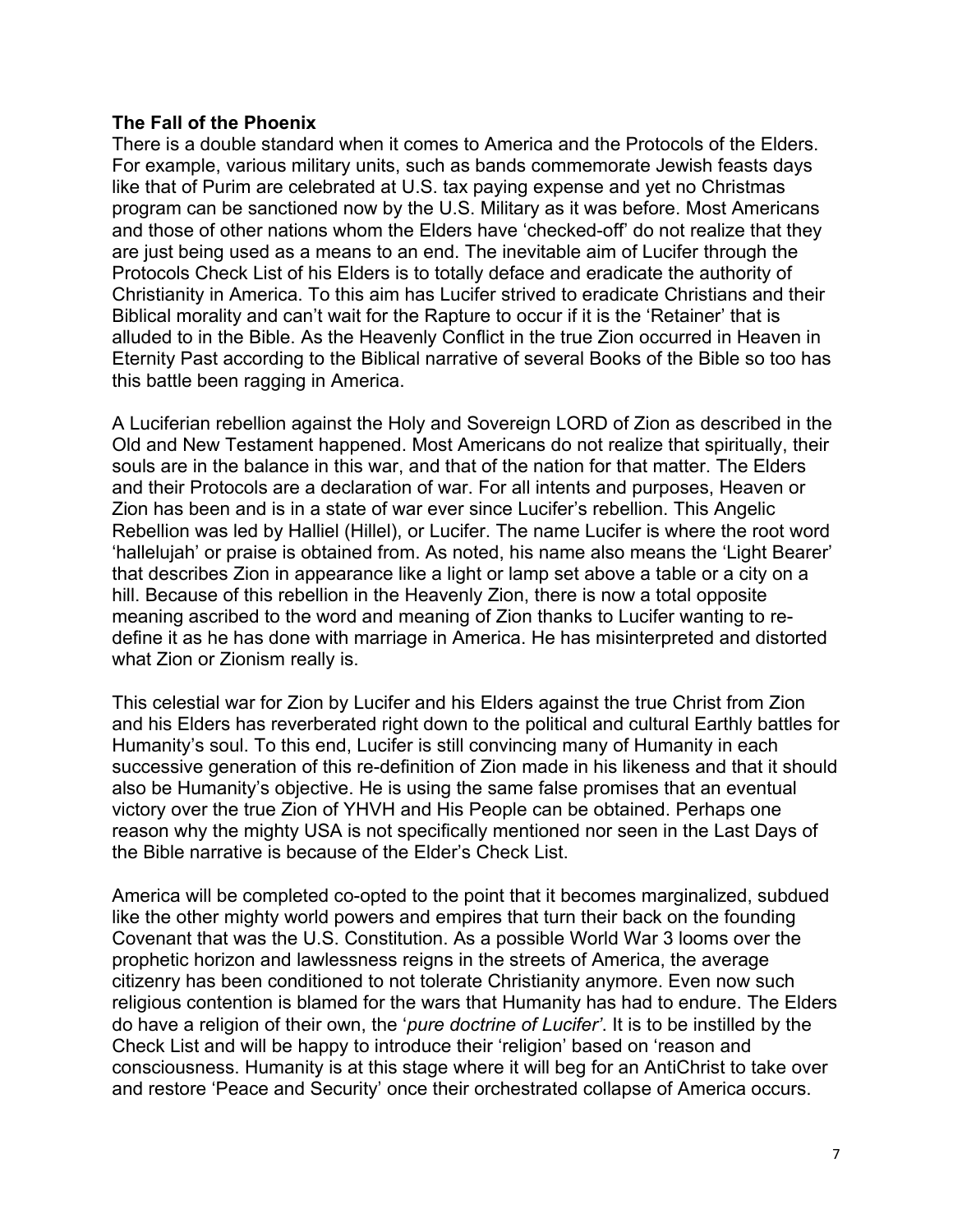**The Fall of the Phoenix**

There is a double standard when it comes to America and the Protocols of the Elders. For example, various military units, such as bands commemorate Jewish feasts days like that of Purim are celebrated at U.S. tax paying expense and yet no Christmas program can be sanctioned now by the U.S. Military as it was before. Most Americans and those of other nations whom the Elders have 'checked-off' do not realize that they are just being used as a means to an end. The inevitable aim of Lucifer through the Protocols Check List of his Elders is to totally deface and eradicate the authority of Christianity in America. To this aim has Lucifer strived to eradicate Christians and their Biblical morality and can't wait for the Rapture to occur if it is the 'Retainer' that is alluded to in the Bible. As the Heavenly Conflict in the true Zion occurred in Heaven in Eternity Past according to the Biblical narrative of several Books of the Bible so too has this battle been ragging in America.

A Luciferian rebellion against the Holy and Sovereign LORD of Zion as described in the Old and New Testament happened. Most Americans do not realize that spiritually, their souls are in the balance in this war, and that of the nation for that matter. The Elders and their Protocols are a declaration of war. For all intents and purposes, Heaven or Zion has been and is in a state of war ever since Lucifer's rebellion. This Angelic Rebellion was led by Halliel (Hillel), or Lucifer. The name Lucifer is where the root word 'hallelujah' or praise is obtained from. As noted, his name also means the 'Light Bearer' that describes Zion in appearance like a light or lamp set above a table or a city on a hill. Because of this rebellion in the Heavenly Zion, there is now a total opposite meaning ascribed to the word and meaning of Zion thanks to Lucifer wanting to re-define it as he has done with marriage in America. He has misinterpreted and distorted what Zion or Zionism really is.

This celestial war for Zion by Lucifer and his Elders against the true Christ from Zion and his Elders has reverberated right down to the political and cultural Earthly battles for Humanity's soul. To this end, Lucifer is still convincing many of Humanity in each successive generation of this re-definition of Zion made in his likeness and that it should also be Humanity's objective. He is using the same false promises that an eventual victory over the true Zion of YHVH and His People can be obtained. Perhaps one reason why the mighty USA is not specifically mentioned nor seen in the Last Days of the Bible narrative is because of the Elder's Check List.

America will be completed co-opted to the point that it becomes marginalized, subdued like the other mighty world powers and empires that turn their back on the founding Covenant that was the U.S. Constitution. As a possible World War 3 looms over the prophetic horizon and lawlessness reigns in the streets of America, the average citizenry has been conditioned to not tolerate Christianity anymore. Even now such religious contention is blamed for the wars that Humanity has had to endure. The Elders do have a religion of their own, the '*pure doctrine of Lucifer'*. It is to be instilled by the Check List and will be happy to introduce their 'religion' based on 'reason and consciousness. Humanity is at this stage where it will beg for an AntiChrist to take over and restore 'Peace and Security' once their orchestrated collapse of America occurs.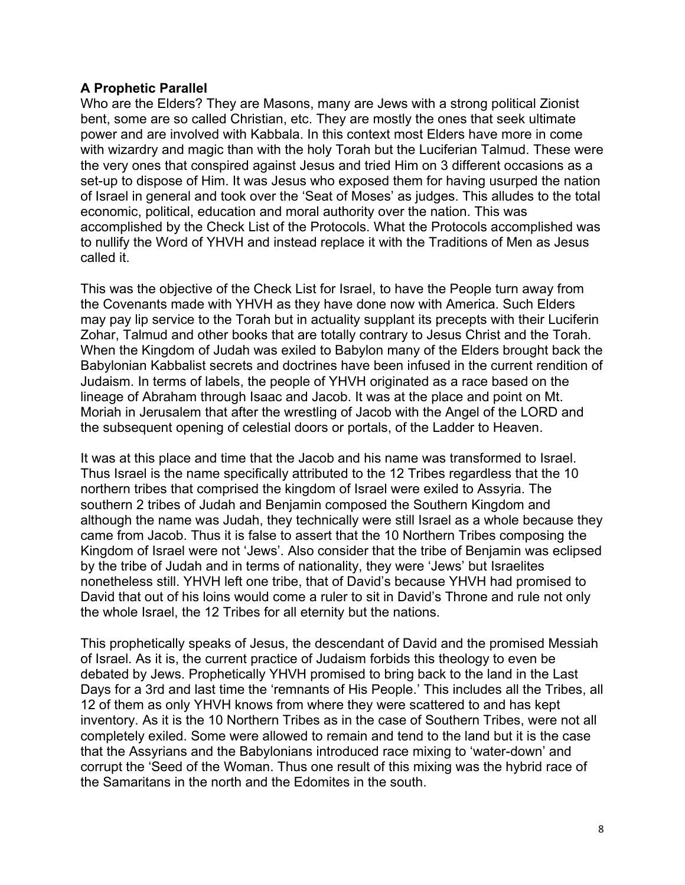**A Prophetic Parallel**

Who are the Elders? They are Masons, many are Jews with a strong political Zionist bent, some are so called Christian, etc. They are mostly the ones that seek ultimate power and are involved with Kabbala. In this context most Elders have more in come with wizardry and magic than with the holy Torah but the Luciferian Talmud. These were the very ones that conspired against Jesus and tried Him on 3 different occasions as a set-up to dispose of Him. It was Jesus who exposed them for having usurped the nation of Israel in general and took over the 'Seat of Moses' as judges. This alludes to the total economic, political, education and moral authority over the nation. This was accomplished by the Check List of the Protocols. What the Protocols accomplished was to nullify the Word of YHVH and instead replace it with the Traditions of Men as Jesus called it.

This was the objective of the Check List for Israel, to have the People turn away from the Covenants made with YHVH as they have done now with America. Such Elders may pay lip service to the Torah but in actuality supplant its precepts with their Luciferin Zohar, Talmud and other books that are totally contrary to Jesus Christ and the Torah. When the Kingdom of Judah was exiled to Babylon many of the Elders brought back the Babylonian Kabbalist secrets and doctrines have been infused in the current rendition of Judaism. In terms of labels, the people of YHVH originated as a race based on the lineage of Abraham through Isaac and Jacob. It was at the place and point on Mt. Moriah in Jerusalem that after the wrestling of Jacob with the Angel of the LORD and the subsequent opening of celestial doors or portals, of the Ladder to Heaven.

It was at this place and time that the Jacob and his name was transformed to Israel. Thus Israel is the name specifically attributed to the 12 Tribes regardless that the 10 northern tribes that comprised the kingdom of Israel were exiled to Assyria. The southern 2 tribes of Judah and Benjamin composed the Southern Kingdom and although the name was Judah, they technically were still Israel as a whole because they came from Jacob. Thus it is false to assert that the 10 Northern Tribes composing the Kingdom of Israel were not 'Jews'. Also consider that the tribe of Benjamin was eclipsed by the tribe of Judah and in terms of nationality, they were 'Jews' but Israelites nonetheless still. YHVH left one tribe, that of David's because YHVH had promised to David that out of his loins would come a ruler to sit in David's Throne and rule not only the whole Israel, the 12 Tribes for all eternity but the nations.

This prophetically speaks of Jesus, the descendant of David and the promised Messiah of Israel. As it is, the current practice of Judaism forbids this theology to even be debated by Jews. Prophetically YHVH promised to bring back to the land in the Last Days for a 3rd and last time the 'remnants of His People.' This includes all the Tribes, all 12 of them as only YHVH knows from where they were scattered to and has kept inventory. As it is the 10 Northern Tribes as in the case of Southern Tribes, were not all completely exiled. Some were allowed to remain and tend to the land but it is the case that the Assyrians and the Babylonians introduced race mixing to 'water-down' and corrupt the 'Seed of the Woman. Thus one result of this mixing was the hybrid race of the Samaritans in the north and the Edomites in the south.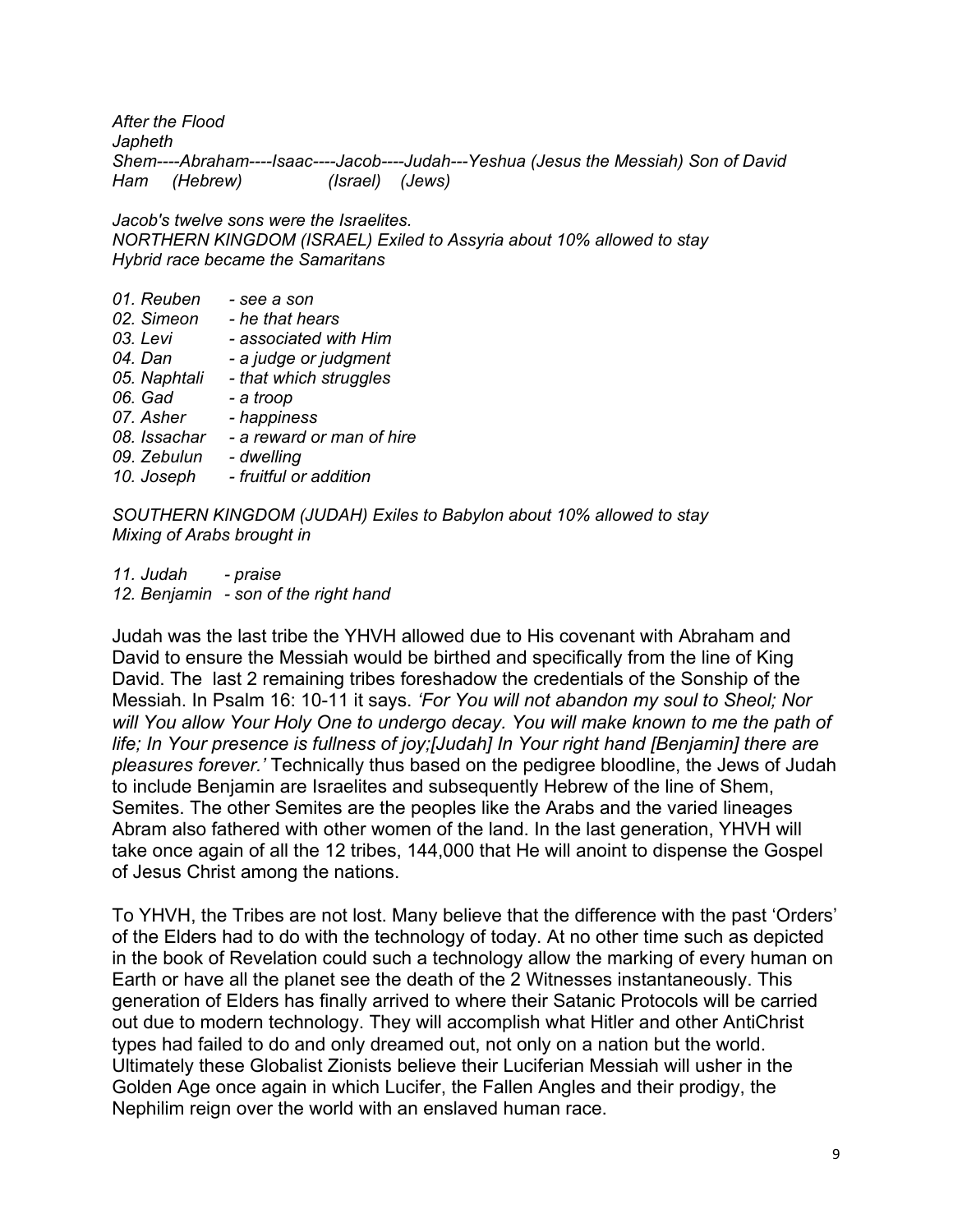*After the Flood*
*Japheth*
*Shem----Abraham----Isaac----Jacob----Judah---Yeshua (Jesus the Messiah) Son of David*
*Ham (Hebrew) (Israel) (Jews)*

*Jacob's twelve sons were the Israelites.*
*NORTHERN KINGDOM (ISRAEL) Exiled to Assyria about 10% allowed to stay*
*Hybrid race became the Samaritans*

*01. Reuben - see a son*
*02. Simeon - he that hears*
*03. Levi - associated with Him*
*04. Dan - a judge or judgment*
*05. Naphtali - that which struggles*
*06. Gad - a troop*
*07. Asher - happiness*
*08. Issachar - a reward or man of hire*
*09. Zebulun - dwelling*
*10. Joseph - fruitful or addition*

*SOUTHERN KINGDOM (JUDAH) Exiles to Babylon about 10% allowed to stay*
*Mixing of Arabs brought in*

*11. Judah - praise*
*12. Benjamin - son of the right hand*

Judah was the last tribe the YHVH allowed due to His covenant with Abraham and David to ensure the Messiah would be birthed and specifically from the line of King David. The last 2 remaining tribes foreshadow the credentials of the Sonship of the Messiah. In Psalm 16: 10-11 it says. *'For You will not abandon my soul to Sheol; Nor will You allow Your Holy One to undergo decay. You will make known to me the path of life; In Your presence is fullness of joy;[Judah] In Your right hand [Benjamin] there are pleasures forever.'* Technically thus based on the pedigree bloodline, the Jews of Judah to include Benjamin are Israelites and subsequently Hebrew of the line of Shem, Semites. The other Semites are the peoples like the Arabs and the varied lineages Abram also fathered with other women of the land. In the last generation, YHVH will take once again of all the 12 tribes, 144,000 that He will anoint to dispense the Gospel of Jesus Christ among the nations.

To YHVH, the Tribes are not lost. Many believe that the difference with the past 'Orders' of the Elders had to do with the technology of today. At no other time such as depicted in the book of Revelation could such a technology allow the marking of every human on Earth or have all the planet see the death of the 2 Witnesses instantaneously. This generation of Elders has finally arrived to where their Satanic Protocols will be carried out due to modern technology. They will accomplish what Hitler and other AntiChrist types had failed to do and only dreamed out, not only on a nation but the world. Ultimately these Globalist Zionists believe their Luciferian Messiah will usher in the Golden Age once again in which Lucifer, the Fallen Angles and their prodigy, the Nephilim reign over the world with an enslaved human race.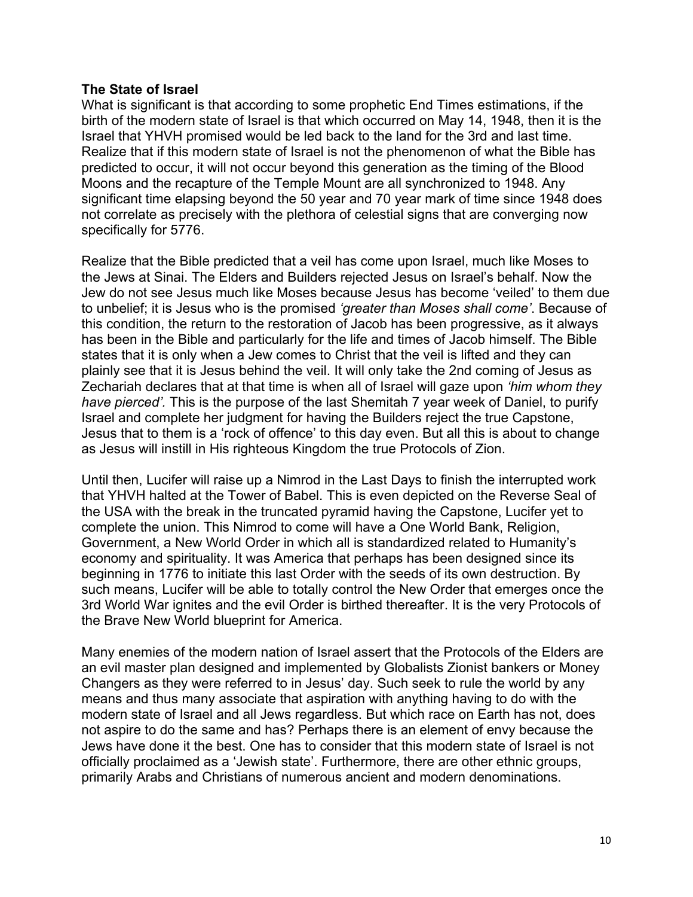**The State of Israel**

What is significant is that according to some prophetic End Times estimations, if the birth of the modern state of Israel is that which occurred on May 14, 1948, then it is the Israel that YHVH promised would be led back to the land for the 3rd and last time. Realize that if this modern state of Israel is not the phenomenon of what the Bible has predicted to occur, it will not occur beyond this generation as the timing of the Blood Moons and the recapture of the Temple Mount are all synchronized to 1948. Any significant time elapsing beyond the 50 year and 70 year mark of time since 1948 does not correlate as precisely with the plethora of celestial signs that are converging now specifically for 5776.

Realize that the Bible predicted that a veil has come upon Israel, much like Moses to the Jews at Sinai. The Elders and Builders rejected Jesus on Israel's behalf. Now the Jew do not see Jesus much like Moses because Jesus has become 'veiled' to them due to unbelief; it is Jesus who is the promised *'greater than Moses shall come'*. Because of this condition, the return to the restoration of Jacob has been progressive, as it always has been in the Bible and particularly for the life and times of Jacob himself. The Bible states that it is only when a Jew comes to Christ that the veil is lifted and they can plainly see that it is Jesus behind the veil. It will only take the 2nd coming of Jesus as Zechariah declares that at that time is when all of Israel will gaze upon *'him whom they have pierced'.* This is the purpose of the last Shemitah 7 year week of Daniel, to purify Israel and complete her judgment for having the Builders reject the true Capstone, Jesus that to them is a 'rock of offence' to this day even. But all this is about to change as Jesus will instill in His righteous Kingdom the true Protocols of Zion.

Until then, Lucifer will raise up a Nimrod in the Last Days to finish the interrupted work that YHVH halted at the Tower of Babel. This is even depicted on the Reverse Seal of the USA with the break in the truncated pyramid having the Capstone, Lucifer yet to complete the union. This Nimrod to come will have a One World Bank, Religion, Government, a New World Order in which all is standardized related to Humanity's economy and spirituality. It was America that perhaps has been designed since its beginning in 1776 to initiate this last Order with the seeds of its own destruction. By such means, Lucifer will be able to totally control the New Order that emerges once the 3rd World War ignites and the evil Order is birthed thereafter. It is the very Protocols of the Brave New World blueprint for America.

Many enemies of the modern nation of Israel assert that the Protocols of the Elders are an evil master plan designed and implemented by Globalists Zionist bankers or Money Changers as they were referred to in Jesus' day. Such seek to rule the world by any means and thus many associate that aspiration with anything having to do with the modern state of Israel and all Jews regardless. But which race on Earth has not, does not aspire to do the same and has? Perhaps there is an element of envy because the Jews have done it the best. One has to consider that this modern state of Israel is not officially proclaimed as a 'Jewish state'. Furthermore, there are other ethnic groups, primarily Arabs and Christians of numerous ancient and modern denominations.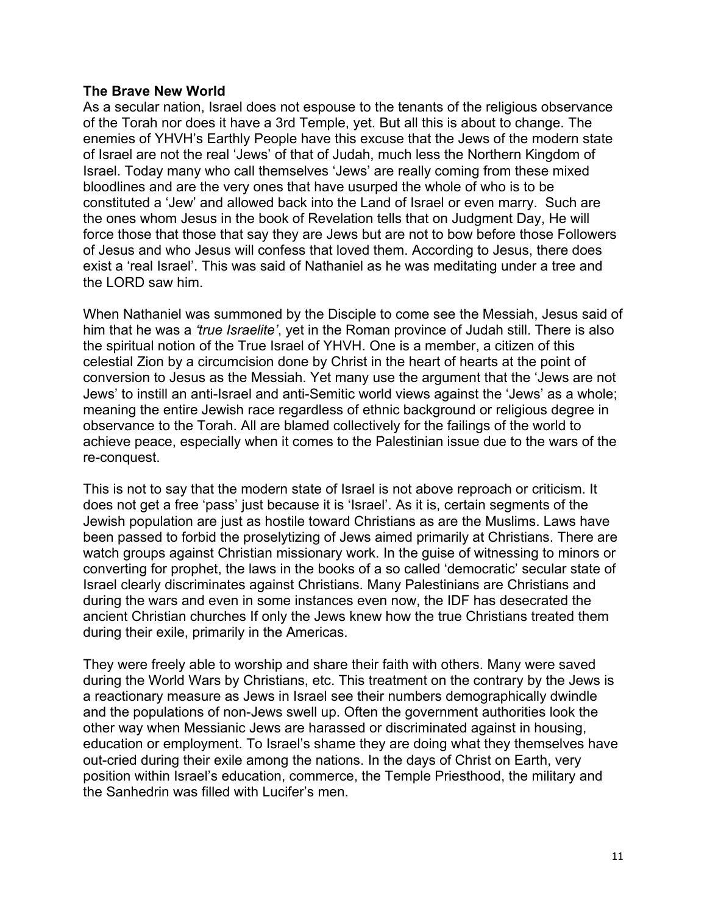**The Brave New World**
As a secular nation, Israel does not espouse to the tenants of the religious observance of the Torah nor does it have a 3rd Temple, yet. But all this is about to change. The enemies of YHVH's Earthly People have this excuse that the Jews of the modern state of Israel are not the real 'Jews' of that of Judah, much less the Northern Kingdom of Israel. Today many who call themselves 'Jews' are really coming from these mixed bloodlines and are the very ones that have usurped the whole of who is to be constituted a 'Jew' and allowed back into the Land of Israel or even marry. Such are the ones whom Jesus in the book of Revelation tells that on Judgment Day, He will force those that those that say they are Jews but are not to bow before those Followers of Jesus and who Jesus will confess that loved them. According to Jesus, there does exist a 'real Israel'. This was said of Nathaniel as he was meditating under a tree and the LORD saw him.

When Nathaniel was summoned by the Disciple to come see the Messiah, Jesus said of him that he was a *'true Israelite'*, yet in the Roman province of Judah still. There is also the spiritual notion of the True Israel of YHVH. One is a member, a citizen of this celestial Zion by a circumcision done by Christ in the heart of hearts at the point of conversion to Jesus as the Messiah. Yet many use the argument that the 'Jews are not Jews' to instill an anti-Israel and anti-Semitic world views against the 'Jews' as a whole; meaning the entire Jewish race regardless of ethnic background or religious degree in observance to the Torah. All are blamed collectively for the failings of the world to achieve peace, especially when it comes to the Palestinian issue due to the wars of the re-conquest.

This is not to say that the modern state of Israel is not above reproach or criticism. It does not get a free 'pass' just because it is 'Israel'. As it is, certain segments of the Jewish population are just as hostile toward Christians as are the Muslims. Laws have been passed to forbid the proselytizing of Jews aimed primarily at Christians. There are watch groups against Christian missionary work. In the guise of witnessing to minors or converting for prophet, the laws in the books of a so called 'democratic' secular state of Israel clearly discriminates against Christians. Many Palestinians are Christians and during the wars and even in some instances even now, the IDF has desecrated the ancient Christian churches If only the Jews knew how the true Christians treated them during their exile, primarily in the Americas.

They were freely able to worship and share their faith with others. Many were saved during the World Wars by Christians, etc. This treatment on the contrary by the Jews is a reactionary measure as Jews in Israel see their numbers demographically dwindle and the populations of non-Jews swell up. Often the government authorities look the other way when Messianic Jews are harassed or discriminated against in housing, education or employment. To Israel's shame they are doing what they themselves have out-cried during their exile among the nations. In the days of Christ on Earth, very position within Israel's education, commerce, the Temple Priesthood, the military and the Sanhedrin was filled with Lucifer's men.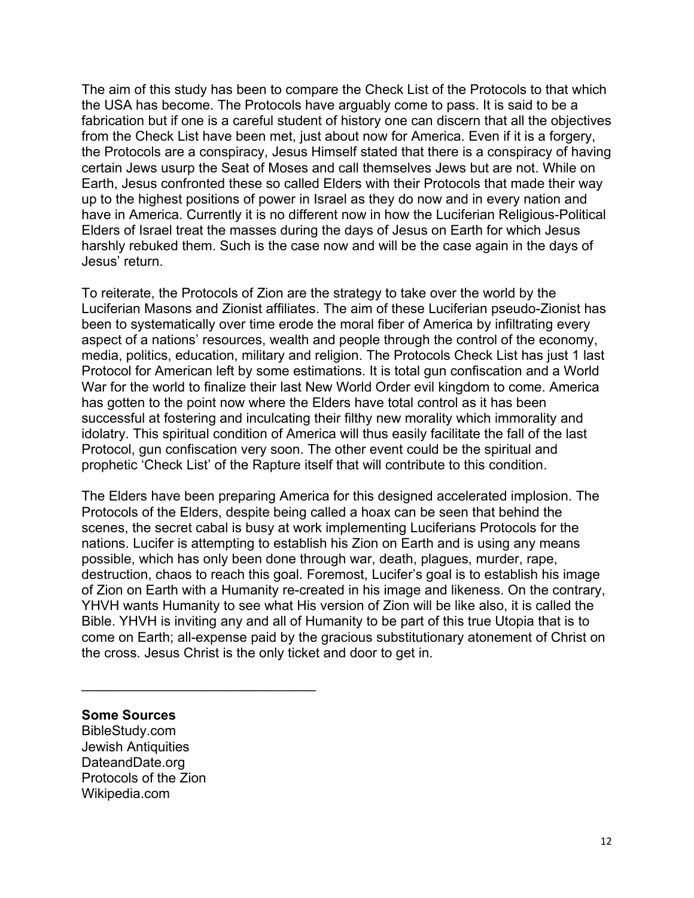The aim of this study has been to compare the Check List of the Protocols to that which the USA has become. The Protocols have arguably come to pass. It is said to be a fabrication but if one is a careful student of history one can discern that all the objectives from the Check List have been met, just about now for America. Even if it is a forgery, the Protocols are a conspiracy, Jesus Himself stated that there is a conspiracy of having certain Jews usurp the Seat of Moses and call themselves Jews but are not. While on Earth, Jesus confronted these so called Elders with their Protocols that made their way up to the highest positions of power in Israel as they do now and in every nation and have in America. Currently it is no different now in how the Luciferian Religious-Political Elders of Israel treat the masses during the days of Jesus on Earth for which Jesus harshly rebuked them. Such is the case now and will be the case again in the days of Jesus' return.

To reiterate, the Protocols of Zion are the strategy to take over the world by the Luciferian Masons and Zionist affiliates. The aim of these Luciferian pseudo-Zionist has been to systematically over time erode the moral fiber of America by infiltrating every aspect of a nations' resources, wealth and people through the control of the economy, media, politics, education, military and religion. The Protocols Check List has just 1 last Protocol for American left by some estimations. It is total gun confiscation and a World War for the world to finalize their last New World Order evil kingdom to come. America has gotten to the point now where the Elders have total control as it has been successful at fostering and inculcating their filthy new morality which immorality and idolatry. This spiritual condition of America will thus easily facilitate the fall of the last Protocol, gun confiscation very soon. The other event could be the spiritual and prophetic 'Check List' of the Rapture itself that will contribute to this condition.

The Elders have been preparing America for this designed accelerated implosion. The Protocols of the Elders, despite being called a hoax can be seen that behind the scenes, the secret cabal is busy at work implementing Luciferians Protocols for the nations. Lucifer is attempting to establish his Zion on Earth and is using any means possible, which has only been done through war, death, plagues, murder, rape, destruction, chaos to reach this goal. Foremost, Lucifer's goal is to establish his image of Zion on Earth with a Humanity re-created in his image and likeness. On the contrary, YHVH wants Humanity to see what His version of Zion will be like also, it is called the Bible. YHVH is inviting any and all of Humanity to be part of this true Utopia that is to come on Earth; all-expense paid by the gracious substitutionary atonement of Christ on the cross. Jesus Christ is the only ticket and door to get in.

---

**Some Sources**
BibleStudy.com
Jewish Antiquities
DateandDate.org
Protocols of the Zion
Wikipedia.com